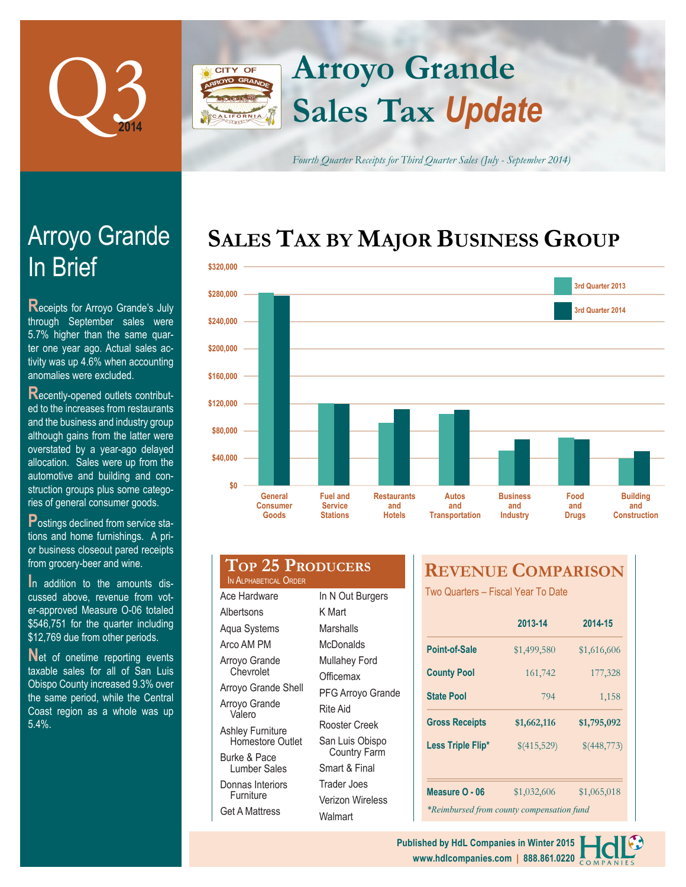# Q3 2014

# Arroyo Grande Sales Tax *Update*

*Fourth Quarter Receipts for Third Quarter Sales (July - September 2014)*

## Arroyo Grande In Brief

Receipts for Arroyo Grande's July through September sales were 5.7% higher than the same quarter one year ago. Actual sales activity was up 4.6% when accounting anomalies were excluded.

Recently-opened outlets contributed to the increases from restaurants and the business and industry group although gains from the latter were overstated by a year-ago delayed allocation. Sales were up from the automotive and building and construction groups plus some categories of general consumer goods.

Postings declined from service stations and home furnishings. A prior business closeout pared receipts from grocery-beer and wine.

In addition to the amounts discussed above, revenue from voter-approved Measure O-06 totaled $546,751 for the quarter including $12,769 due from other periods.

Net of onetime reporting events taxable sales for all of San Luis Obispo County increased 9.3% over the same period, while the Central Coast region as a whole was up 5.4%.

## Sales Tax by Major Business Group

Legend: 3rd Quarter 2013, 3rd Quarter 2014

Categories: General Consumer Goods; Fuel and Service Stations; Restaurants and Hotels; Autos and Transportation; Business and Industry; Food and Drugs; Building and Construction

## Top 25 Producers

In Alphabetical Order

- Ace Hardware
- Albertsons
- Aqua Systems
- Arco AM PM
- Arroyo Grande Chevrolet
- Arroyo Grande Shell
- Arroyo Grande Valero
- Ashley Furniture Homestore Outlet
- Burke & Pace Lumber Sales
- Donnas Interiors Furniture
- Get A Mattress
- In N Out Burgers
- K Mart
- Marshalls
- McDonalds
- Mullahey Ford
- Officemax
- PFG Arroyo Grande
- Rite Aid
- Rooster Creek
- San Luis Obispo Country Farm
- Smart & Final
- Trader Joes
- Verizon Wireless
- Walmart

## Revenue Comparison

Two Quarters – Fiscal Year To Date

| | 2013-14 | 2014-15 |
|---|---|---|
| Point-of-Sale | $1,499,580 | $1,616,606 |
| County Pool | 161,742 | 177,328 |
| State Pool | 794 | 1,158 |
| **Gross Receipts** | **$1,662,116** | **$1,795,092** |
| Less Triple Flip* | $(415,529) | $(448,773) |
| Measure O - 06 | $1,032,606 | $1,065,018 |

*\*Reimbursed from county compensation fund*

Published by HdL Companies in Winter 2015
www.hdlcompanies.com | 888.861.0220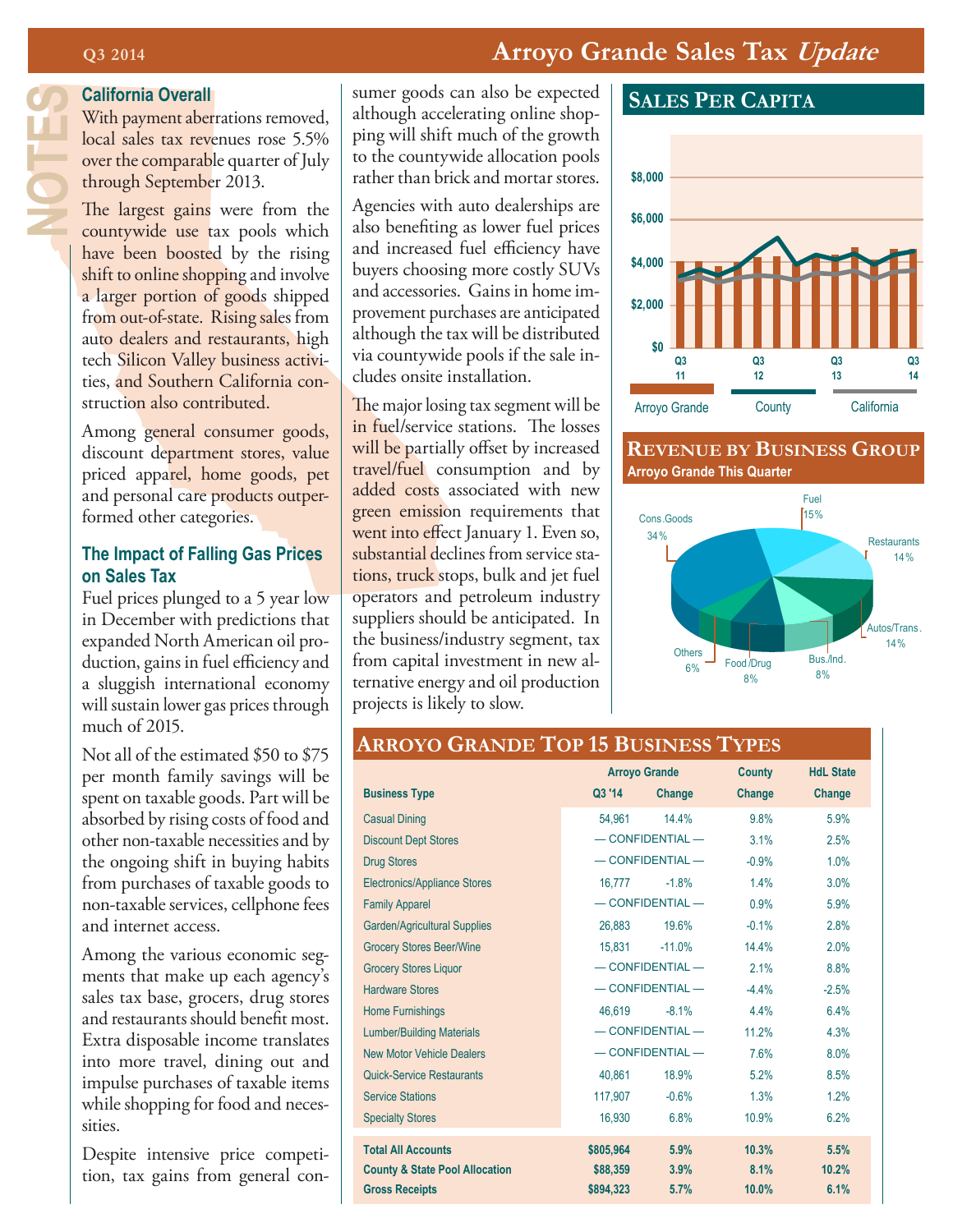## California Overall

With payment aberrations removed, local sales tax revenues rose 5.5% over the comparable quarter of July through September 2013.

The largest gains were from the countywide use tax pools which have been boosted by the rising shift to online shopping and involve a larger portion of goods shipped from out-of-state. Rising sales from auto dealers and restaurants, high tech Silicon Valley business activities, and Southern California construction also contributed.

Among general consumer goods, discount department stores, value priced apparel, home goods, pet and personal care products outperformed other categories.

## The Impact of Falling Gas Prices on Sales Tax

Fuel prices plunged to a 5 year low in December with predictions that expanded North American oil production, gains in fuel efficiency and a sluggish international economy will sustain lower gas prices through much of 2015.

Not all of the estimated $50 to $75 per month family savings will be spent on taxable goods. Part will be absorbed by rising costs of food and other non-taxable necessities and by the ongoing shift in buying habits from purchases of taxable goods to non-taxable services, cellphone fees and internet access.

Among the various economic segments that make up each agency's sales tax base, grocers, drug stores and restaurants should benefit most. Extra disposable income translates into more travel, dining out and impulse purchases of taxable items while shopping for food and necessities.

Despite intensive price competition, tax gains from general consumer goods can also be expected although accelerating online shopping will shift much of the growth to the countywide allocation pools rather than brick and mortar stores.

Agencies with auto dealerships are also benefiting as lower fuel prices and increased fuel efficiency have buyers choosing more costly SUVs and accessories. Gains in home improvement purchases are anticipated although the tax will be distributed via countywide pools if the sale includes onsite installation.

The major losing tax segment will be in fuel/service stations. The losses will be partially offset by increased travel/fuel consumption and by added costs associated with new green emission requirements that went into effect January 1. Even so, substantial declines from service stations, truck stops, bulk and jet fuel operators and petroleum industry suppliers should be anticipated. In the business/industry segment, tax from capital investment in new alternative energy and oil production projects is likely to slow.

## Sales Per Capita

$8,000
$6,000
$4,000
$2,000
$0
Q3 11
Q3 12
Q3 13
Q3 14
Arroyo Grande
County
California

## Revenue by Business Group

Arroyo Grande This Quarter

Cons.Goods 34%
Fuel 15%
Restaurants 14%
Autos/Trans. 14%
Bus./Ind. 8%
Food/Drug 8%
Others 6%

## Arroyo Grande Top 15 Business Types

| | Arroyo Grande | | County | HdL State |
|---|---|---|---|---|
| Business Type | Q3 '14 | Change | Change | Change |
| Casual Dining | 54,961 | 14.4% | 9.8% | 5.9% |
| Discount Dept Stores | — CONFIDENTIAL — | | 3.1% | 2.5% |
| Drug Stores | — CONFIDENTIAL — | | -0.9% | 1.0% |
| Electronics/Appliance Stores | 16,777 | -1.8% | 1.4% | 3.0% |
| Family Apparel | — CONFIDENTIAL — | | 0.9% | 5.9% |
| Garden/Agricultural Supplies | 26,883 | 19.6% | -0.1% | 2.8% |
| Grocery Stores Beer/Wine | 15,831 | -11.0% | 14.4% | 2.0% |
| Grocery Stores Liquor | — CONFIDENTIAL — | | 2.1% | 8.8% |
| Hardware Stores | — CONFIDENTIAL — | | -4.4% | -2.5% |
| Home Furnishings | 46,619 | -8.1% | 4.4% | 6.4% |
| Lumber/Building Materials | — CONFIDENTIAL — | | 11.2% | 4.3% |
| New Motor Vehicle Dealers | — CONFIDENTIAL — | | 7.6% | 8.0% |
| Quick-Service Restaurants | 40,861 | 18.9% | 5.2% | 8.5% |
| Service Stations | 117,907 | -0.6% | 1.3% | 1.2% |
| Specialty Stores | 16,930 | 6.8% | 10.9% | 6.2% |
| **Total All Accounts** | **$805,964** | **5.9%** | **10.3%** | **5.5%** |
| **County & State Pool Allocation** | **$88,359** | **3.9%** | **8.1%** | **10.2%** |
| **Gross Receipts** | **$894,323** | **5.7%** | **10.0%** | **6.1%** |